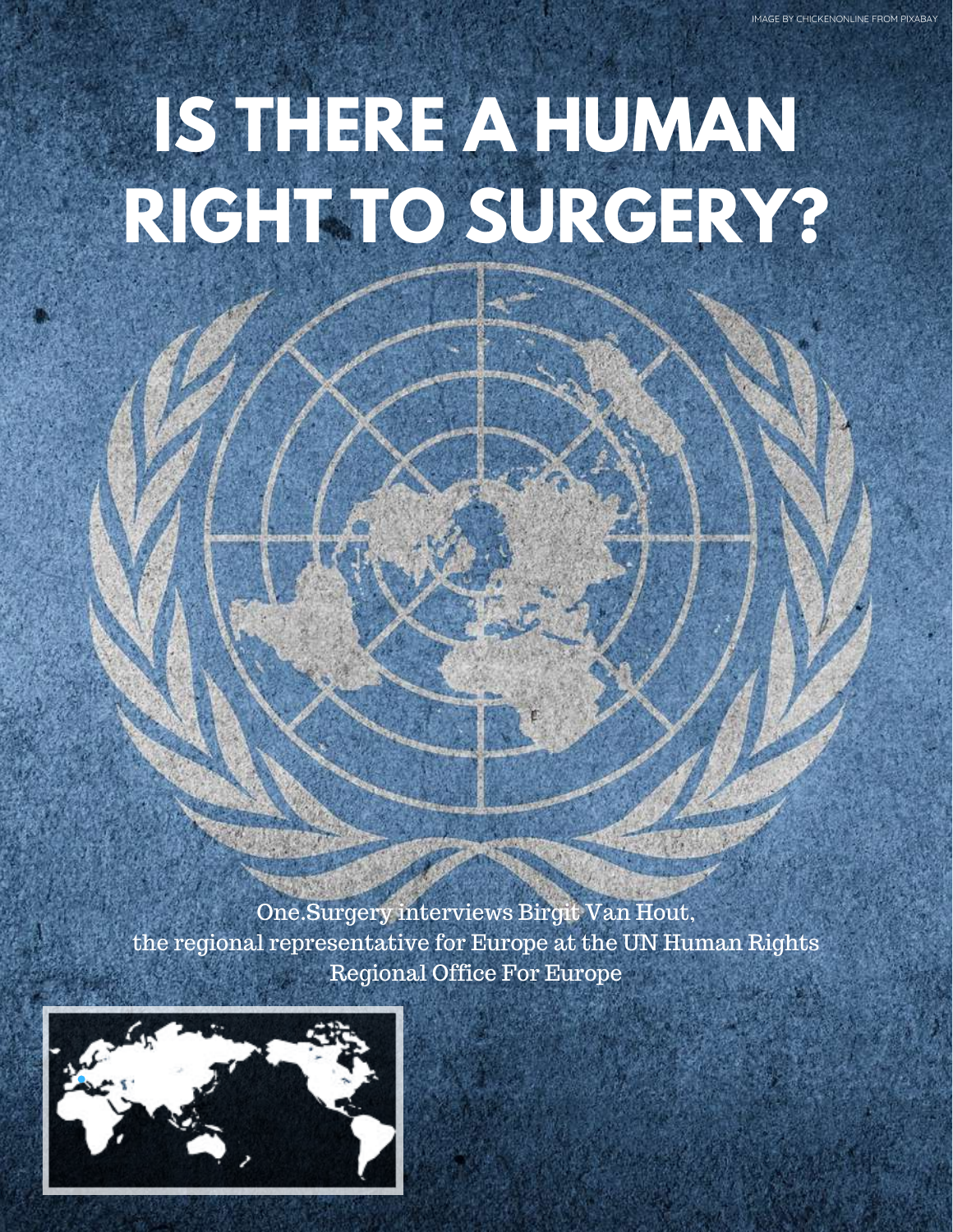IMAGE BY CHICKENONLINE FROM PIXABAY

# IS THERE A HUMAN RIGHT TO SURGERY?

One.Surgery interviews Birgit Van Hout, the regional representative for Europe at the UN Human Rights Regional Office For Europe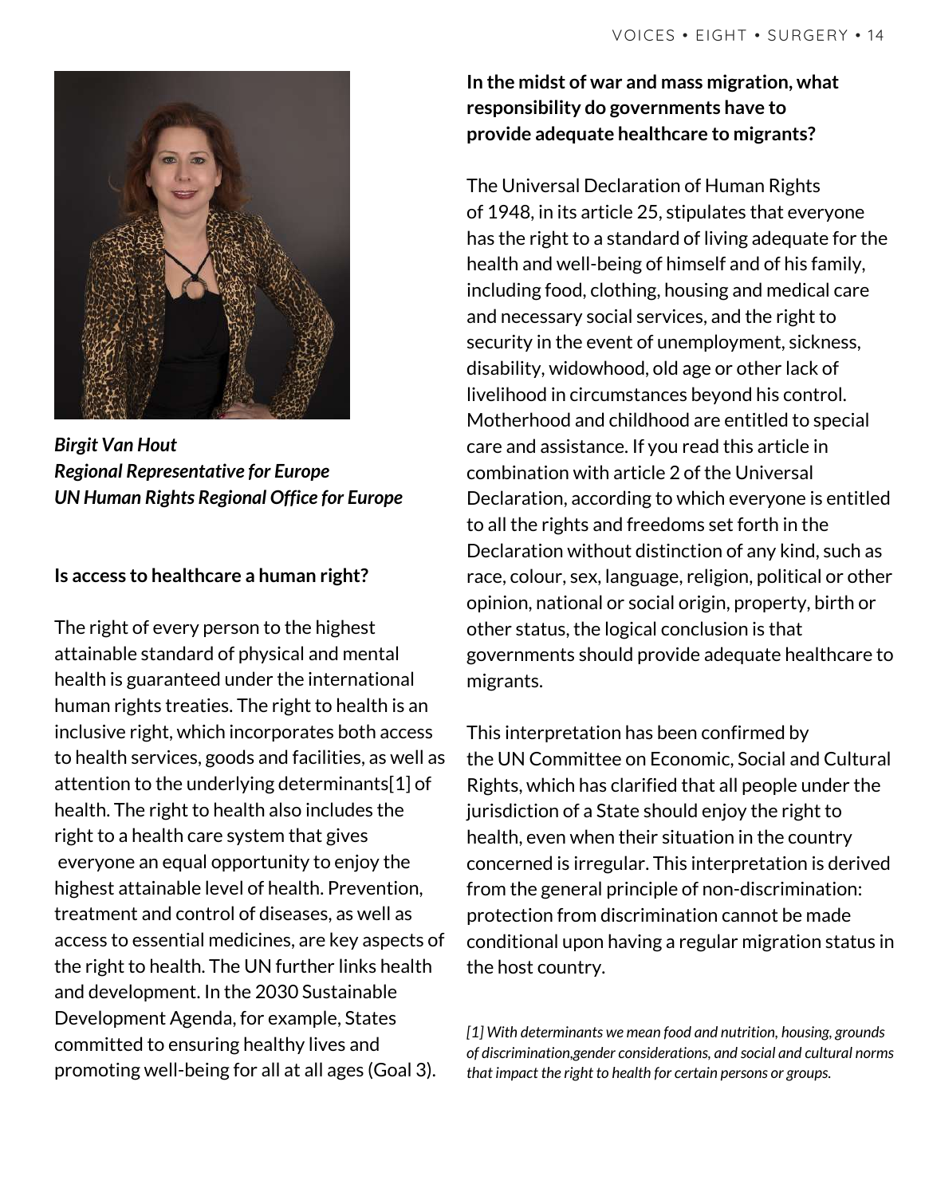*Birgit Van Hout*
*Regional Representative for Europe*
*UN Human Rights Regional Office for Europe*

**Is access to healthcare a human right?**

The right of every person to the highest attainable standard of physical and mental health is guaranteed under the international human rights treaties. The right to health is an inclusive right, which incorporates both access to health services, goods and facilities, as well as attention to the underlying determinants[1] of health. The right to health also includes the right to a health care system that gives everyone an equal opportunity to enjoy the highest attainable level of health. Prevention, treatment and control of diseases, as well as access to essential medicines, are key aspects of the right to health. The UN further links health and development. In the 2030 Sustainable Development Agenda, for example, States committed to ensuring healthy lives and promoting well-being for all at all ages (Goal 3).

**In the midst of war and mass migration, what responsibility do governments have to provide adequate healthcare to migrants?**

The Universal Declaration of Human Rights of 1948, in its article 25, stipulates that everyone has the right to a standard of living adequate for the health and well-being of himself and of his family, including food, clothing, housing and medical care and necessary social services, and the right to security in the event of unemployment, sickness, disability, widowhood, old age or other lack of livelihood in circumstances beyond his control. Motherhood and childhood are entitled to special care and assistance. If you read this article in combination with article 2 of the Universal Declaration, according to which everyone is entitled to all the rights and freedoms set forth in the Declaration without distinction of any kind, such as race, colour, sex, language, religion, political or other opinion, national or social origin, property, birth or other status, the logical conclusion is that governments should provide adequate healthcare to migrants.

This interpretation has been confirmed by the UN Committee on Economic, Social and Cultural Rights, which has clarified that all people under the jurisdiction of a State should enjoy the right to health, even when their situation in the country concerned is irregular. This interpretation is derived from the general principle of non-discrimination: protection from discrimination cannot be made conditional upon having a regular migration status in the host country.

*[1] With determinants we mean food and nutrition, housing, grounds of discrimination,gender considerations, and social and cultural norms that impact the right to health for certain persons or groups.*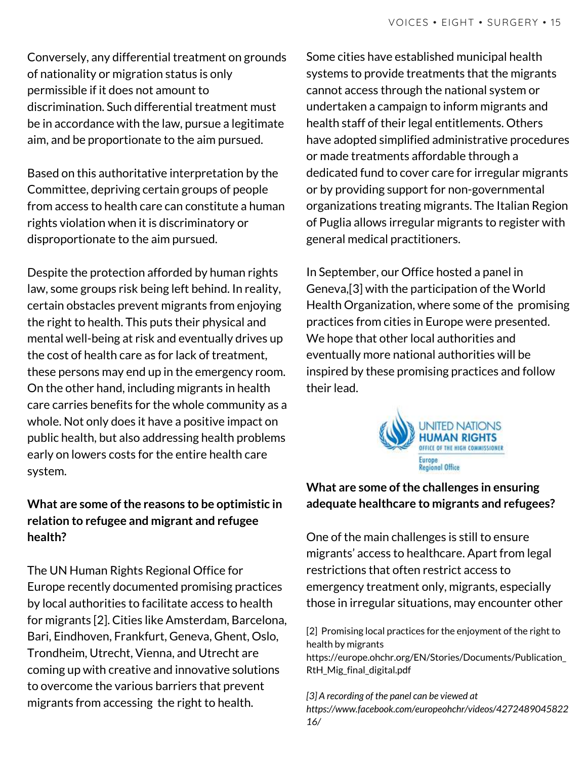Conversely, any differential treatment on grounds of nationality or migration status is only permissible if it does not amount to discrimination. Such differential treatment must be in accordance with the law, pursue a legitimate aim, and be proportionate to the aim pursued.

Based on this authoritative interpretation by the Committee, depriving certain groups of people from access to health care can constitute a human rights violation when it is discriminatory or disproportionate to the aim pursued.

Despite the protection afforded by human rights law, some groups risk being left behind. In reality, certain obstacles prevent migrants from enjoying the right to health. This puts their physical and mental well-being at risk and eventually drives up the cost of health care as for lack of treatment, these persons may end up in the emergency room. On the other hand, including migrants in health care carries benefits for the whole community as a whole. Not only does it have a positive impact on public health, but also addressing health problems early on lowers costs for the entire health care system.

**What are some of the reasons to be optimistic in relation to refugee and migrant and refugee health?**

The UN Human Rights Regional Office for Europe recently documented promising practices by local authorities to facilitate access to health for migrants [2]. Cities like Amsterdam, Barcelona, Bari, Eindhoven, Frankfurt, Geneva, Ghent, Oslo, Trondheim, Utrecht, Vienna, and Utrecht are coming up with creative and innovative solutions to overcome the various barriers that prevent migrants from accessing the right to health.

Some cities have established municipal health systems to provide treatments that the migrants cannot access through the national system or undertaken a campaign to inform migrants and health staff of their legal entitlements. Others have adopted simplified administrative procedures or made treatments affordable through a dedicated fund to cover care for irregular migrants or by providing support for non-governmental organizations treating migrants. The Italian Region of Puglia allows irregular migrants to register with general medical practitioners.

In September, our Office hosted a panel in Geneva,[3] with the participation of the World Health Organization, where some of the promising practices from cities in Europe were presented. We hope that other local authorities and eventually more national authorities will be inspired by these promising practices and follow their lead.

UNITED NATIONS HUMAN RIGHTS OFFICE OF THE HIGH COMMISSIONER Europe Regional Office

**What are some of the challenges in ensuring adequate healthcare to migrants and refugees?**

One of the main challenges is still to ensure migrants' access to healthcare. Apart from legal restrictions that often restrict access to emergency treatment only, migrants, especially those in irregular situations, may encounter other

[2] Promising local practices for the enjoyment of the right to health by migrants https://europe.ohchr.org/EN/Stories/Documents/Publication_RtH_Mig_final_digital.pdf

*[3] A recording of the panel can be viewed at https://www.facebook.com/europeohchr/videos/427248904582216/*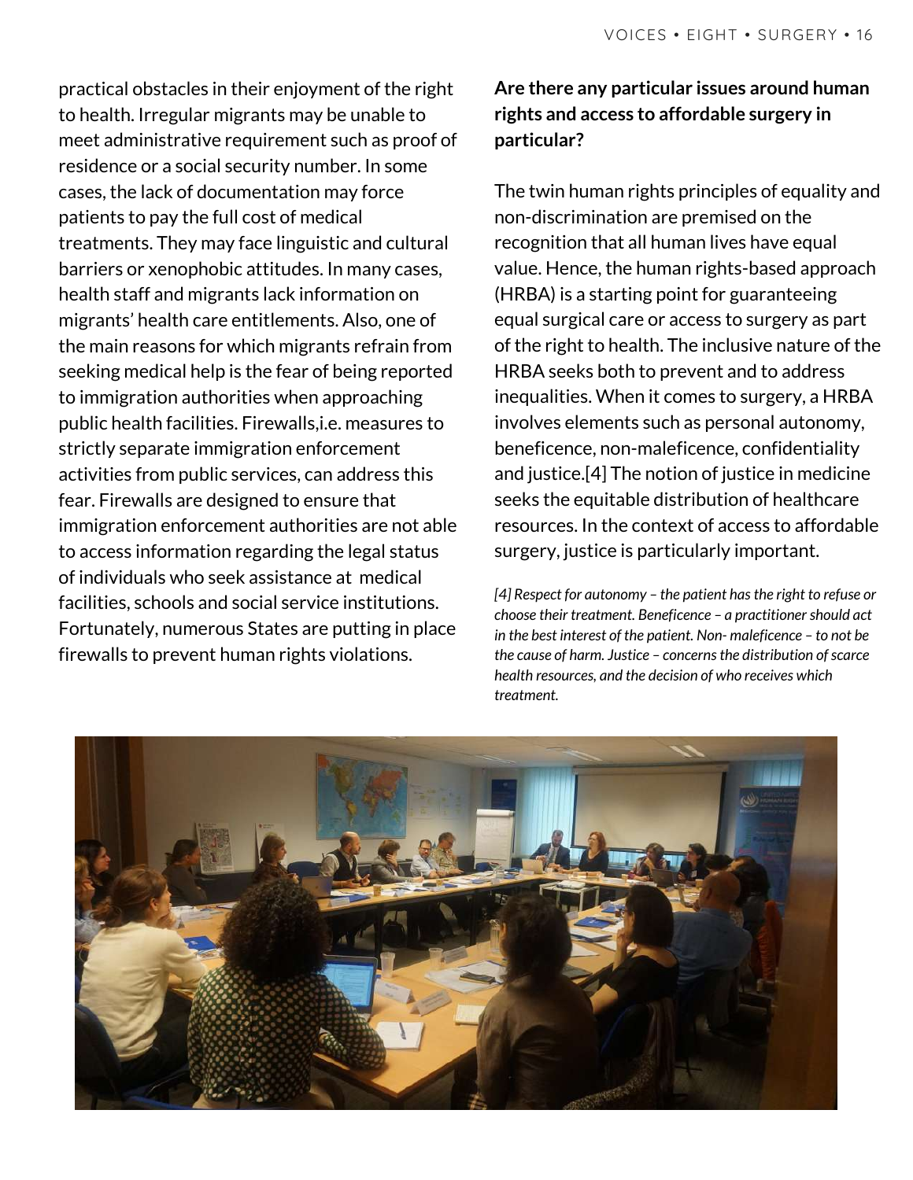practical obstacles in their enjoyment of the right to health. Irregular migrants may be unable to meet administrative requirement such as proof of residence or a social security number. In some cases, the lack of documentation may force patients to pay the full cost of medical treatments. They may face linguistic and cultural barriers or xenophobic attitudes. In many cases, health staff and migrants lack information on migrants' health care entitlements. Also, one of the main reasons for which migrants refrain from seeking medical help is the fear of being reported to immigration authorities when approaching public health facilities. Firewalls,i.e. measures to strictly separate immigration enforcement activities from public services, can address this fear. Firewalls are designed to ensure that immigration enforcement authorities are not able to access information regarding the legal status of individuals who seek assistance at medical facilities, schools and social service institutions. Fortunately, numerous States are putting in place firewalls to prevent human rights violations.

**Are there any particular issues around human rights and access to affordable surgery in particular?**

The twin human rights principles of equality and non-discrimination are premised on the recognition that all human lives have equal value. Hence, the human rights-based approach (HRBA) is a starting point for guaranteeing equal surgical care or access to surgery as part of the right to health. The inclusive nature of the HRBA seeks both to prevent and to address inequalities. When it comes to surgery, a HRBA involves elements such as personal autonomy, beneficence, non-maleficence, confidentiality and justice.[4] The notion of justice in medicine seeks the equitable distribution of healthcare resources. In the context of access to affordable surgery, justice is particularly important.

*[4] Respect for autonomy – the patient has the right to refuse or choose their treatment. Beneficence – a practitioner should act in the best interest of the patient. Non- maleficence – to not be the cause of harm. Justice – concerns the distribution of scarce health resources, and the decision of who receives which treatment.*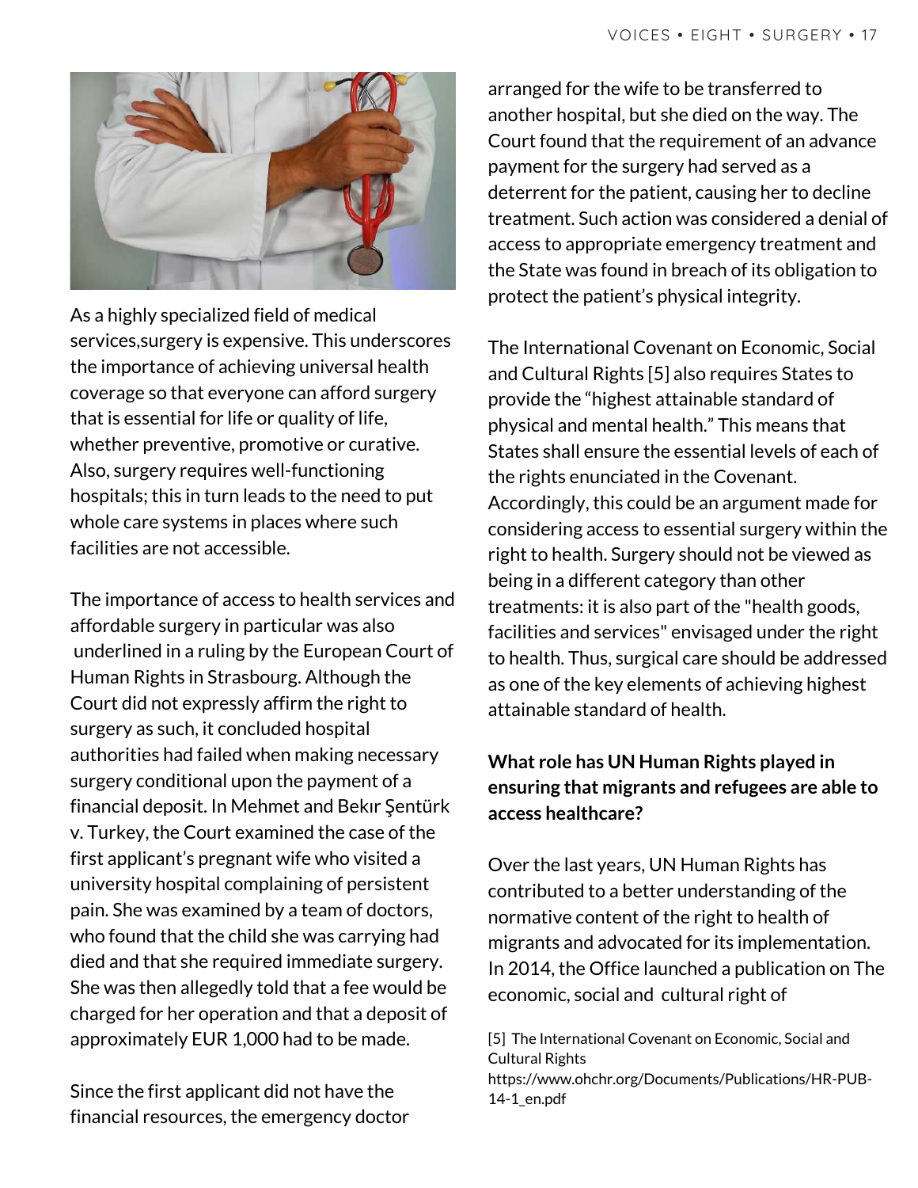As a highly specialized field of medical services,surgery is expensive. This underscores the importance of achieving universal health coverage so that everyone can afford surgery that is essential for life or quality of life, whether preventive, promotive or curative. Also, surgery requires well-functioning hospitals; this in turn leads to the need to put whole care systems in places where such facilities are not accessible.

The importance of access to health services and affordable surgery in particular was also underlined in a ruling by the European Court of Human Rights in Strasbourg. Although the Court did not expressly affirm the right to surgery as such, it concluded hospital authorities had failed when making necessary surgery conditional upon the payment of a financial deposit. In Mehmet and Bekır Şentürk v. Turkey, the Court examined the case of the first applicant's pregnant wife who visited a university hospital complaining of persistent pain. She was examined by a team of doctors, who found that the child she was carrying had died and that she required immediate surgery. She was then allegedly told that a fee would be charged for her operation and that a deposit of approximately EUR 1,000 had to be made.

Since the first applicant did not have the financial resources, the emergency doctor arranged for the wife to be transferred to another hospital, but she died on the way. The Court found that the requirement of an advance payment for the surgery had served as a deterrent for the patient, causing her to decline treatment. Such action was considered a denial of access to appropriate emergency treatment and the State was found in breach of its obligation to protect the patient's physical integrity.

The International Covenant on Economic, Social and Cultural Rights [5] also requires States to provide the "highest attainable standard of physical and mental health." This means that States shall ensure the essential levels of each of the rights enunciated in the Covenant. Accordingly, this could be an argument made for considering access to essential surgery within the right to health. Surgery should not be viewed as being in a different category than other treatments: it is also part of the "health goods, facilities and services" envisaged under the right to health. Thus, surgical care should be addressed as one of the key elements of achieving highest attainable standard of health.

**What role has UN Human Rights played in ensuring that migrants and refugees are able to access healthcare?**

Over the last years, UN Human Rights has contributed to a better understanding of the normative content of the right to health of migrants and advocated for its implementation. In 2014, the Office launched a publication on The economic, social and cultural right of

[5] The International Covenant on Economic, Social and Cultural Rights https://www.ohchr.org/Documents/Publications/HR-PUB-14-1_en.pdf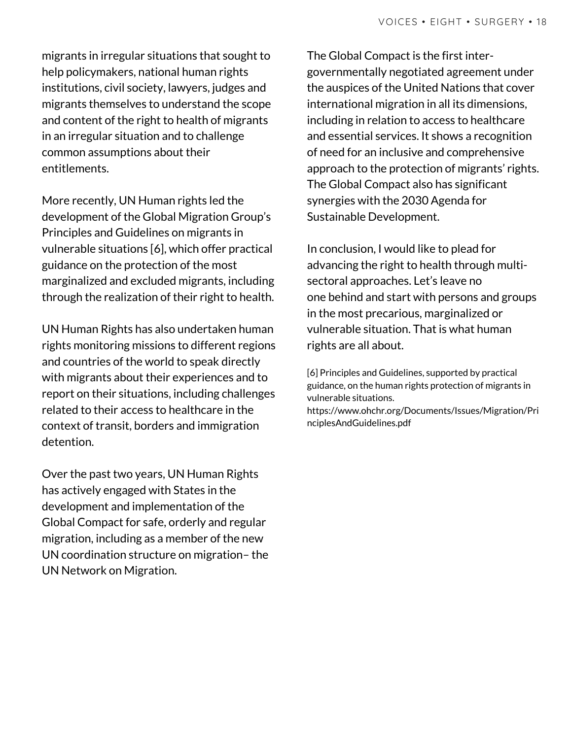migrants in irregular situations that sought to help policymakers, national human rights institutions, civil society, lawyers, judges and migrants themselves to understand the scope and content of the right to health of migrants in an irregular situation and to challenge common assumptions about their entitlements.

More recently, UN Human rights led the development of the Global Migration Group's Principles and Guidelines on migrants in vulnerable situations [6], which offer practical guidance on the protection of the most marginalized and excluded migrants, including through the realization of their right to health.

UN Human Rights has also undertaken human rights monitoring missions to different regions and countries of the world to speak directly with migrants about their experiences and to report on their situations, including challenges related to their access to healthcare in the context of transit, borders and immigration detention.

Over the past two years, UN Human Rights has actively engaged with States in the development and implementation of the Global Compact for safe, orderly and regular migration, including as a member of the new UN coordination structure on migration– the UN Network on Migration.

The Global Compact is the first inter-governmentally negotiated agreement under the auspices of the United Nations that cover international migration in all its dimensions, including in relation to access to healthcare and essential services. It shows a recognition of need for an inclusive and comprehensive approach to the protection of migrants' rights. The Global Compact also has significant synergies with the 2030 Agenda for Sustainable Development.

In conclusion, I would like to plead for advancing the right to health through multi-sectoral approaches. Let's leave no one behind and start with persons and groups in the most precarious, marginalized or vulnerable situation. That is what human rights are all about.

[6] Principles and Guidelines, supported by practical guidance, on the human rights protection of migrants in vulnerable situations. https://www.ohchr.org/Documents/Issues/Migration/PrinciplesAndGuidelines.pdf